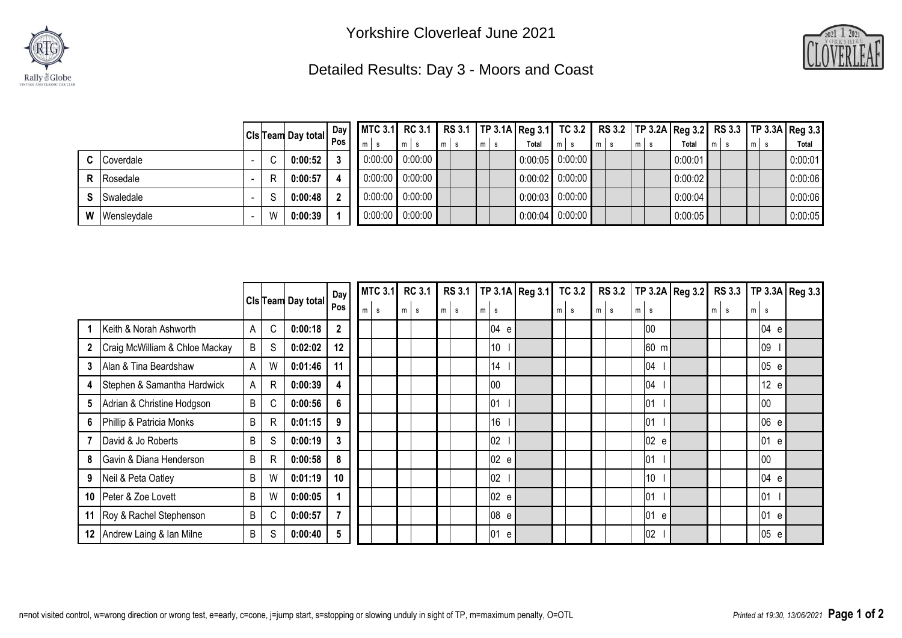# Yorkshire Cloverleaf June 2021

## Detailed Results: Day 3 - Moors and Coast

| | | Cls | Team | Day total | Day Pos | MTC 3.1 | | RC 3.1 | | RS 3.1 | | TP 3.1A | | Reg 3.1 | TC 3.2 | | RS 3.2 | | TP 3.2A | | Reg 3.2 | RS 3.3 | | TP 3.3A | | Reg 3.3 |
|---|---|---|---|---|---|---|---|---|---|---|---|---|---|---|---|---|---|---|---|---|---|---|---|---|---|---|
| | | | | | | m | s | m | s | m | s | m | s | Total | m | s | m | s | m | s | Total | m | s | m | s | Total |
| **C** | Coverdale | - | C | **0:00:52** | **3** | 0:00:00 | | 0:00:00 | | | | | | 0:00:05 | 0:00:00 | | | | | | 0:00:01 | | | | | 0:00:01 |
| **R** | Rosedale | - | R | **0:00:57** | **4** | 0:00:00 | | 0:00:00 | | | | | | 0:00:02 | 0:00:00 | | | | | | 0:00:02 | | | | | 0:00:06 |
| **S** | Swaledale | - | S | **0:00:48** | **2** | 0:00:00 | | 0:00:00 | | | | | | 0:00:03 | 0:00:00 | | | | | | 0:00:04 | | | | | 0:00:06 |
| **W** | Wensleydale | - | W | **0:00:39** | **1** | 0:00:00 | | 0:00:00 | | | | | | 0:00:04 | 0:00:00 | | | | | | 0:00:05 | | | | | 0:00:05 |

| | | Cls | Team | Day total | Day Pos | MTC 3.1 | | RC 3.1 | | RS 3.1 | | TP 3.1A | | Reg 3.1 | TC 3.2 | | RS 3.2 | | TP 3.2A | | Reg 3.2 | RS 3.3 | | TP 3.3A | | Reg 3.3 |
|---|---|---|---|---|---|---|---|---|---|---|---|---|---|---|---|---|---|---|---|---|---|---|---|---|---|---|
| | | | | | | m | s | m | s | m | s | m | s | | m | s | m | s | m | s | | m | s | m | s | |
| **1** | Keith & Norah Ashworth | A | C | **0:00:18** | **2** | | | | | | | | 04 e | | | | | | | 00 | | | | | 04 e | |
| **2** | Craig McWilliam & Chloe Mackay | B | S | **0:02:02** | **12** | | | | | | | | 10 l | | | | | | | 60 m | | | | | 09 l | |
| **3** | Alan & Tina Beardshaw | A | W | **0:01:46** | **11** | | | | | | | | 14 l | | | | | | | 04 l | | | | | 05 e | |
| **4** | Stephen & Samantha Hardwick | A | R | **0:00:39** | **4** | | | | | | | | 00 | | | | | | | 04 l | | | | | 12 e | |
| **5** | Adrian & Christine Hodgson | B | C | **0:00:56** | **6** | | | | | | | | 01 l | | | | | | | 01 l | | | | | 00 | |
| **6** | Phillip & Patricia Monks | B | R | **0:01:15** | **9** | | | | | | | | 16 l | | | | | | | 01 l | | | | | 06 e | |
| **7** | David & Jo Roberts | B | S | **0:00:19** | **3** | | | | | | | | 02 l | | | | | | | 02 e | | | | | 01 e | |
| **8** | Gavin & Diana Henderson | B | R | **0:00:58** | **8** | | | | | | | | 02 e | | | | | | | 01 l | | | | | 00 | |
| **9** | Neil & Peta Oatley | B | W | **0:01:19** | **10** | | | | | | | | 02 l | | | | | | | 10 l | | | | | 04 e | |
| **10** | Peter & Zoe Lovett | B | W | **0:00:05** | **1** | | | | | | | | 02 e | | | | | | | 01 l | | | | | 01 l | |
| **11** | Roy & Rachel Stephenson | B | C | **0:00:57** | **7** | | | | | | | | 08 e | | | | | | | 01 e | | | | | 01 e | |
| **12** | Andrew Laing & Ian Milne | B | S | **0:00:40** | **5** | | | | | | | | 01 e | | | | | | | 02 l | | | | | 05 e | |

n=not visited control, w=wrong direction or wrong test, e=early, c=cone, j=jump start, s=stopping or slowing unduly in sight of TP, m=maximum penalty, O=OTL

*Printed at 19:30, 13/06/2021*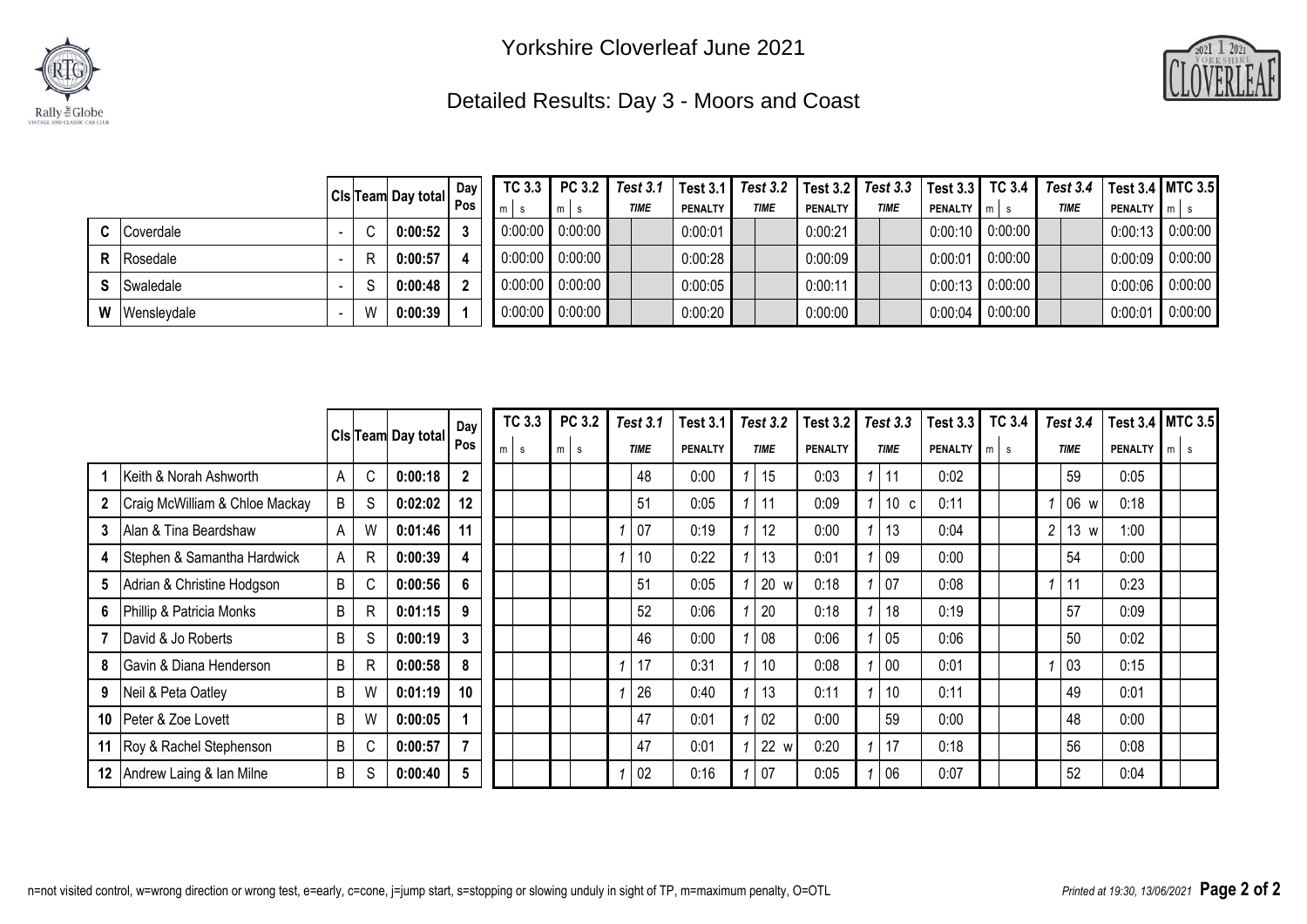# Yorkshire Cloverleaf June 2021

## Detailed Results: Day 3 - Moors and Coast

| | | Cls | Team | Day total | Day Pos | TC 3.3 m s | PC 3.2 m s | Test 3.1 TIME | Test 3.1 PENALTY | Test 3.2 TIME | Test 3.2 PENALTY | Test 3.3 TIME | Test 3.3 PENALTY | TC 3.4 m s | Test 3.4 TIME | Test 3.4 PENALTY | MTC 3.5 m s |
|---|---|---|---|---|---|---|---|---|---|---|---|---|---|---|---|---|---|
| C | Coverdale | - | C | **0:00:52** | **3** | 0:00:00 | 0:00:00 | | 0:00:01 | | 0:00:21 | | 0:00:10 | 0:00:00 | | 0:00:13 | 0:00:00 |
| R | Rosedale | - | R | **0:00:57** | **4** | 0:00:00 | 0:00:00 | | 0:00:28 | | 0:00:09 | | 0:00:01 | 0:00:00 | | 0:00:09 | 0:00:00 |
| S | Swaledale | - | S | **0:00:48** | **2** | 0:00:00 | 0:00:00 | | 0:00:05 | | 0:00:11 | | 0:00:13 | 0:00:00 | | 0:00:06 | 0:00:00 |
| W | Wensleydale | - | W | **0:00:39** | **1** | 0:00:00 | 0:00:00 | | 0:00:20 | | 0:00:00 | | 0:00:04 | 0:00:00 | | 0:00:01 | 0:00:00 |

| | | Cls | Team | Day total | Day Pos | TC 3.3 m s | PC 3.2 m s | Test 3.1 TIME | Test 3.1 PENALTY | Test 3.2 TIME | Test 3.2 PENALTY | Test 3.3 TIME | Test 3.3 PENALTY | TC 3.4 m s | Test 3.4 TIME | Test 3.4 PENALTY | MTC 3.5 m s |
|---|---|---|---|---|---|---|---|---|---|---|---|---|---|---|---|---|---|
| 1 | Keith & Norah Ashworth | A | C | **0:00:18** | **2** | | | 48 | 0:00 | 1 15 | 0:03 | 1 11 | 0:02 | | 59 | 0:05 | |
| 2 | Craig McWilliam & Chloe Mackay | B | S | **0:02:02** | **12** | | | 51 | 0:05 | 1 11 | 0:09 | 1 10 c | 0:11 | | 1 06 w | 0:18 | |
| 3 | Alan & Tina Beardshaw | A | W | **0:01:46** | **11** | | | 1 07 | 0:19 | 1 12 | 0:00 | 1 13 | 0:04 | | 2 13 w | 1:00 | |
| 4 | Stephen & Samantha Hardwick | A | R | **0:00:39** | **4** | | | 1 10 | 0:22 | 1 13 | 0:01 | 1 09 | 0:00 | | 54 | 0:00 | |
| 5 | Adrian & Christine Hodgson | B | C | **0:00:56** | **6** | | | 51 | 0:05 | 1 20 w | 0:18 | 1 07 | 0:08 | | 1 11 | 0:23 | |
| 6 | Phillip & Patricia Monks | B | R | **0:01:15** | **9** | | | 52 | 0:06 | 1 20 | 0:18 | 1 18 | 0:19 | | 57 | 0:09 | |
| 7 | David & Jo Roberts | B | S | **0:00:19** | **3** | | | 46 | 0:00 | 1 08 | 0:06 | 1 05 | 0:06 | | 50 | 0:02 | |
| 8 | Gavin & Diana Henderson | B | R | **0:00:58** | **8** | | | 1 17 | 0:31 | 1 10 | 0:08 | 1 00 | 0:01 | | 1 03 | 0:15 | |
| 9 | Neil & Peta Oatley | B | W | **0:01:19** | **10** | | | 1 26 | 0:40 | 1 13 | 0:11 | 1 10 | 0:11 | | 49 | 0:01 | |
| 10 | Peter & Zoe Lovett | B | W | **0:00:05** | **1** | | | 47 | 0:01 | 1 02 | 0:00 | 59 | 0:00 | | 48 | 0:00 | |
| 11 | Roy & Rachel Stephenson | B | C | **0:00:57** | **7** | | | 47 | 0:01 | 1 22 w | 0:20 | 1 17 | 0:18 | | 56 | 0:08 | |
| 12 | Andrew Laing & Ian Milne | B | S | **0:00:40** | **5** | | | 1 02 | 0:16 | 1 07 | 0:05 | 1 06 | 0:07 | | 52 | 0:04 | |

n=not visited control, w=wrong direction or wrong test, e=early, c=cone, j=jump start, s=stopping or slowing unduly in sight of TP, m=maximum penalty, O=OTL

*Printed at 19:30, 13/06/2021*